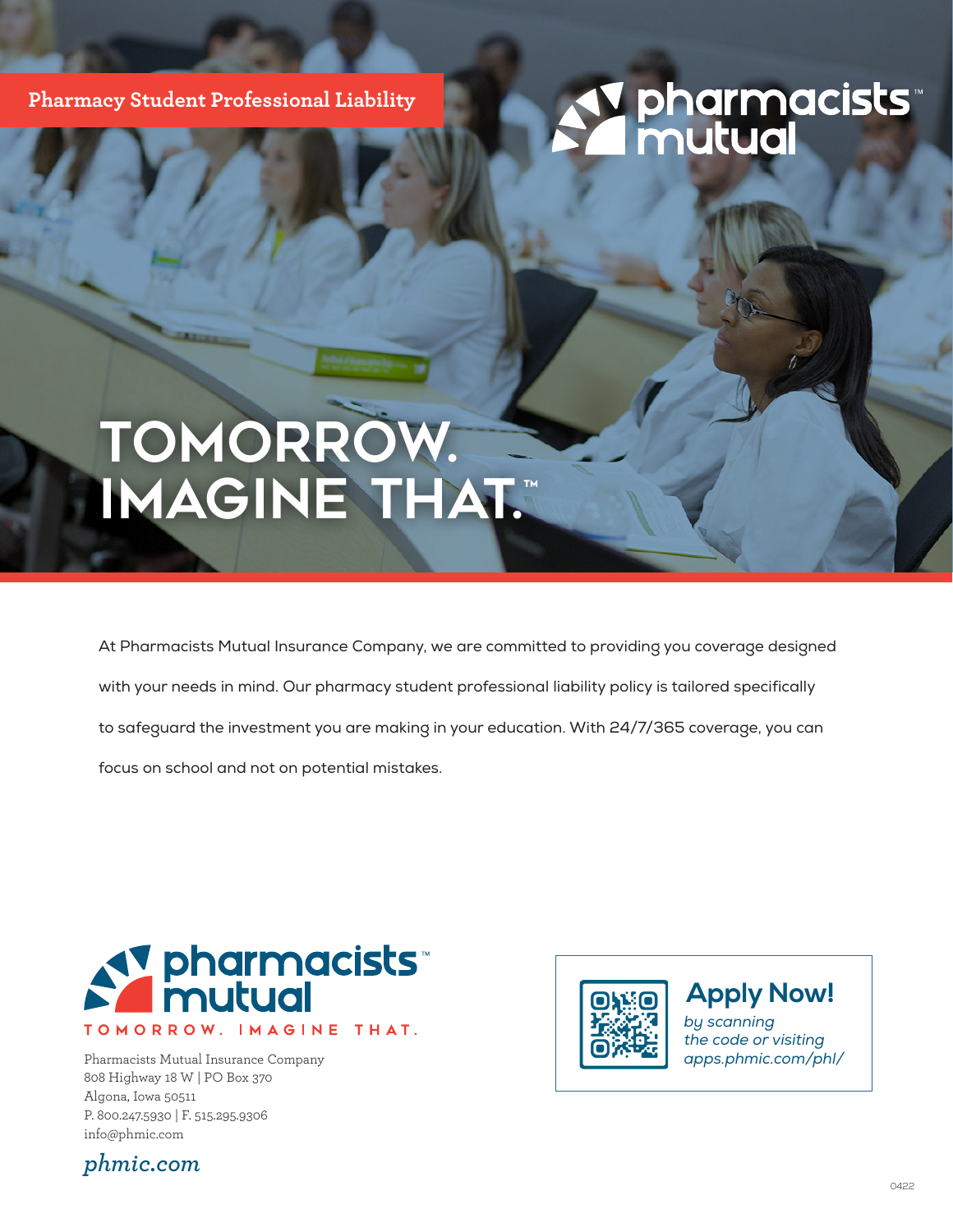**Pharmacy Student Professional Liability**

pharmacists mutual

# TOMORROW. IMAGINE THAT.™

At Pharmacists Mutual Insurance Company, we are committed to providing you coverage designed with your needs in mind. Our pharmacy student professional liability policy is tailored specifically to safeguard the investment you are making in your education. With 24/7/365 coverage, you can focus on school and not on potential mistakes.

pharmacists mutual

TOMORROW. IMAGINE THAT.

Pharmacists Mutual Insurance Company
808 Highway 18 W | PO Box 370
Algona, Iowa 50511
P. 800.247.5930 | F. 515.295.9306
info@phmic.com

*phmic.com*

## Apply Now!

*by scanning the code or visiting apps.phmic.com/phl/*

0422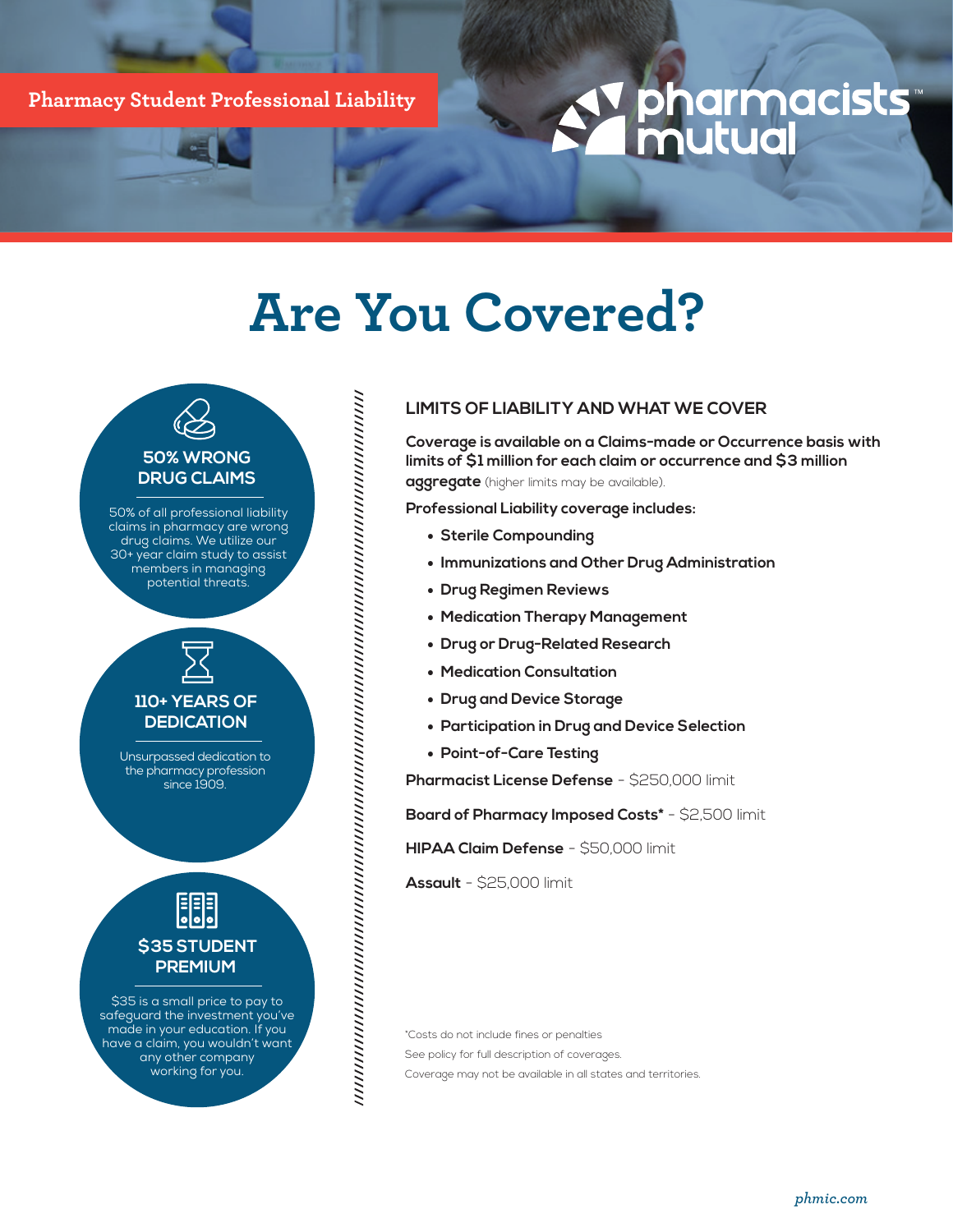Pharmacy Student Professional Liability

pharmacists mutual™

# Are You Covered?

### 50% WRONG DRUG CLAIMS

50% of all professional liability claims in pharmacy are wrong drug claims. We utilize our 30+ year claim study to assist members in managing potential threats.

### 110+ YEARS OF DEDICATION

Unsurpassed dedication to the pharmacy profession since 1909.

### $35 STUDENT PREMIUM

$35 is a small price to pay to safeguard the investment you've made in your education. If you have a claim, you wouldn't want any other company working for you.

## LIMITS OF LIABILITY AND WHAT WE COVER

**Coverage is available on a Claims-made or Occurrence basis with limits of $1 million for each claim or occurrence and $3 million aggregate** (higher limits may be available).

**Professional Liability coverage includes:**

- **Sterile Compounding**
- **Immunizations and Other Drug Administration**
- **Drug Regimen Reviews**
- **Medication Therapy Management**
- **Drug or Drug-Related Research**
- **Medication Consultation**
- **Drug and Device Storage**
- **Participation in Drug and Device Selection**
- **Point-of-Care Testing**

**Pharmacist License Defense** - $250,000 limit

**Board of Pharmacy Imposed Costs*** - $2,500 limit

**HIPAA Claim Defense** - $50,000 limit

**Assault** - $25,000 limit

*Costs do not include fines or penalties

See policy for full description of coverages.

Coverage may not be available in all states and territories.

phmic.com